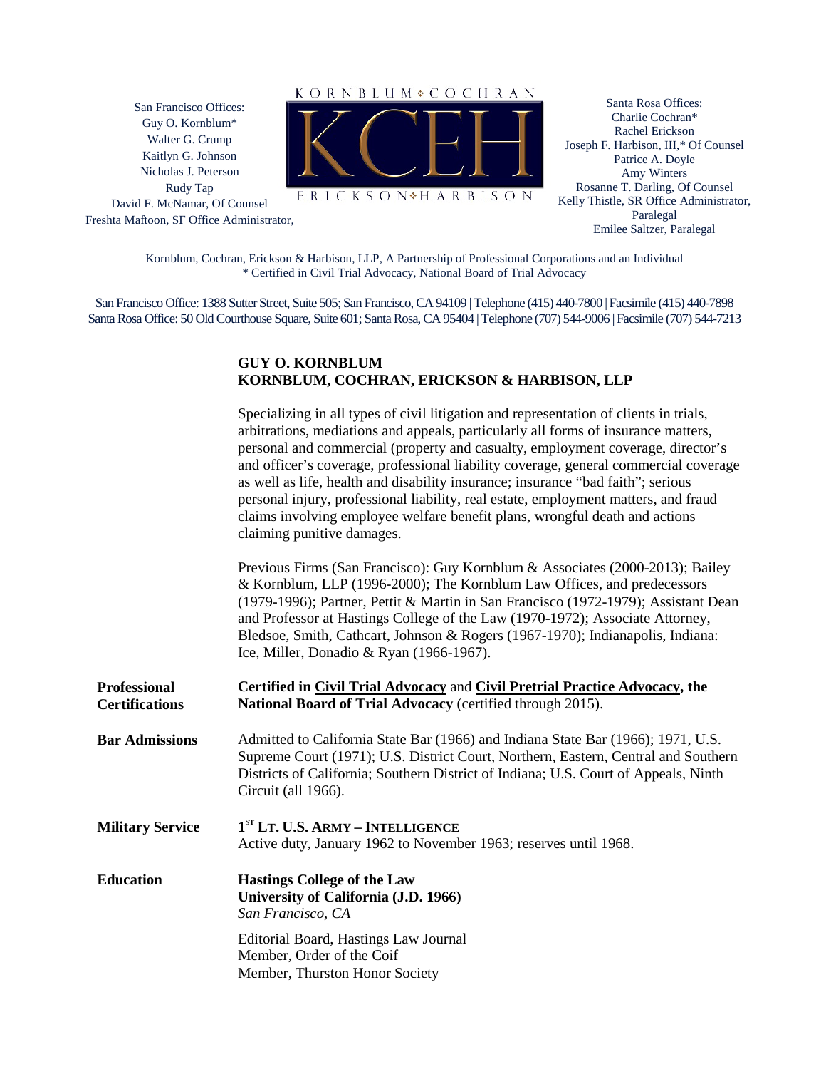San Francisco Offices:
Guy O. Kornblum*
Walter G. Crump
Kaitlyn G. Johnson
Nicholas J. Peterson
Rudy Tap
David F. McNamar, Of Counsel
Freshta Maftoon, SF Office Administrator,

KORNBLUM❖COCHRAN
KCEH
ERICKSON❖HARBISON

Santa Rosa Offices:
Charlie Cochran*
Rachel Erickson
Joseph F. Harbison, III,* Of Counsel
Patrice A. Doyle
Amy Winters
Rosanne T. Darling, Of Counsel
Kelly Thistle, SR Office Administrator, Paralegal
Emilee Saltzer, Paralegal

Kornblum, Cochran, Erickson & Harbison, LLP, A Partnership of Professional Corporations and an Individual
* Certified in Civil Trial Advocacy, National Board of Trial Advocacy

San Francisco Office: 1388 Sutter Street, Suite 505; San Francisco, CA 94109 | Telephone (415) 440-7800 | Facsimile (415) 440-7898
Santa Rosa Office: 50 Old Courthouse Square, Suite 601; Santa Rosa, CA 95404 | Telephone (707) 544-9006 | Facsimile (707) 544-7213

**GUY O. KORNBLUM**
**KORNBLUM, COCHRAN, ERICKSON & HARBISON, LLP**

Specializing in all types of civil litigation and representation of clients in trials, arbitrations, mediations and appeals, particularly all forms of insurance matters, personal and commercial (property and casualty, employment coverage, director's and officer's coverage, professional liability coverage, general commercial coverage as well as life, health and disability insurance; insurance "bad faith"; serious personal injury, professional liability, real estate, employment matters, and fraud claims involving employee welfare benefit plans, wrongful death and actions claiming punitive damages.

Previous Firms (San Francisco): Guy Kornblum & Associates (2000-2013); Bailey & Kornblum, LLP (1996-2000); The Kornblum Law Offices, and predecessors (1979-1996); Partner, Pettit & Martin in San Francisco (1972-1979); Assistant Dean and Professor at Hastings College of the Law (1970-1972); Associate Attorney, Bledsoe, Smith, Cathcart, Johnson & Rogers (1967-1970); Indianapolis, Indiana: Ice, Miller, Donadio & Ryan (1966-1967).

**Professional Certifications**

**Certified in Civil Trial Advocacy and Civil Pretrial Practice Advocacy, the National Board of Trial Advocacy** (certified through 2015).

**Bar Admissions**

Admitted to California State Bar (1966) and Indiana State Bar (1966); 1971, U.S. Supreme Court (1971); U.S. District Court, Northern, Eastern, Central and Southern Districts of California; Southern District of Indiana; U.S. Court of Appeals, Ninth Circuit (all 1966).

**Military Service**

**1ST LT. U.S. ARMY – INTELLIGENCE**
Active duty, January 1962 to November 1963; reserves until 1968.

**Education**

**Hastings College of the Law**
**University of California (J.D. 1966)**
*San Francisco, CA*

Editorial Board, Hastings Law Journal
Member, Order of the Coif
Member, Thurston Honor Society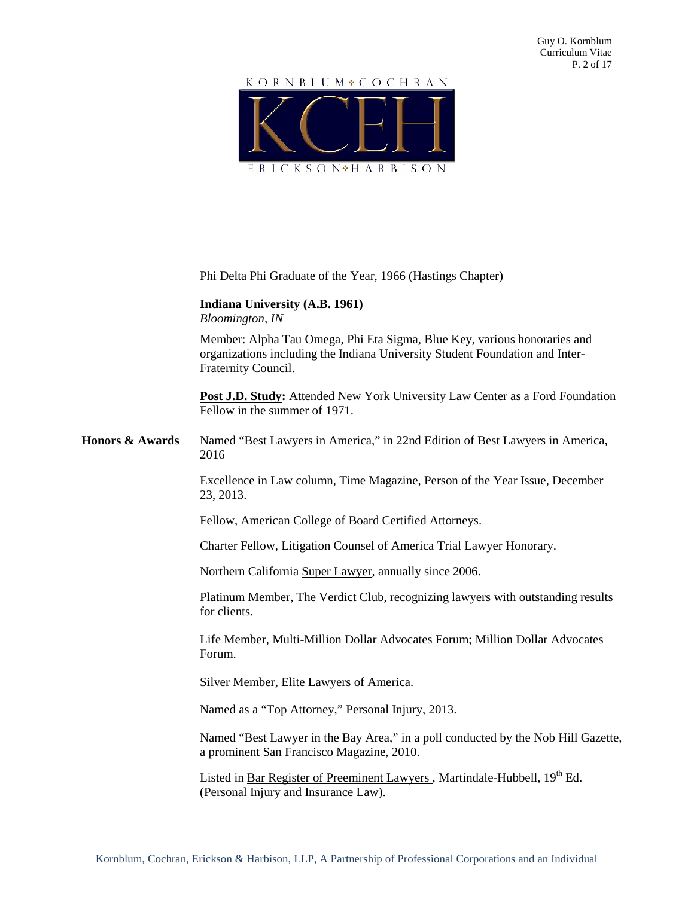Phi Delta Phi Graduate of the Year, 1966 (Hastings Chapter)

**Indiana University (A.B. 1961)**
*Bloomington, IN*

Member: Alpha Tau Omega, Phi Eta Sigma, Blue Key, various honoraries and organizations including the Indiana University Student Foundation and Inter-Fraternity Council.

**Post J.D. Study:** Attended New York University Law Center as a Ford Foundation Fellow in the summer of 1971.

**Honors & Awards**

Named "Best Lawyers in America," in 22nd Edition of Best Lawyers in America, 2016

Excellence in Law column, Time Magazine, Person of the Year Issue, December 23, 2013.

Fellow, American College of Board Certified Attorneys.

Charter Fellow, Litigation Counsel of America Trial Lawyer Honorary.

Northern California Super Lawyer, annually since 2006.

Platinum Member, The Verdict Club, recognizing lawyers with outstanding results for clients.

Life Member, Multi-Million Dollar Advocates Forum; Million Dollar Advocates Forum.

Silver Member, Elite Lawyers of America.

Named as a "Top Attorney," Personal Injury, 2013.

Named "Best Lawyer in the Bay Area," in a poll conducted by the Nob Hill Gazette, a prominent San Francisco Magazine, 2010.

Listed in Bar Register of Preeminent Lawyers , Martindale-Hubbell, 19th Ed. (Personal Injury and Insurance Law).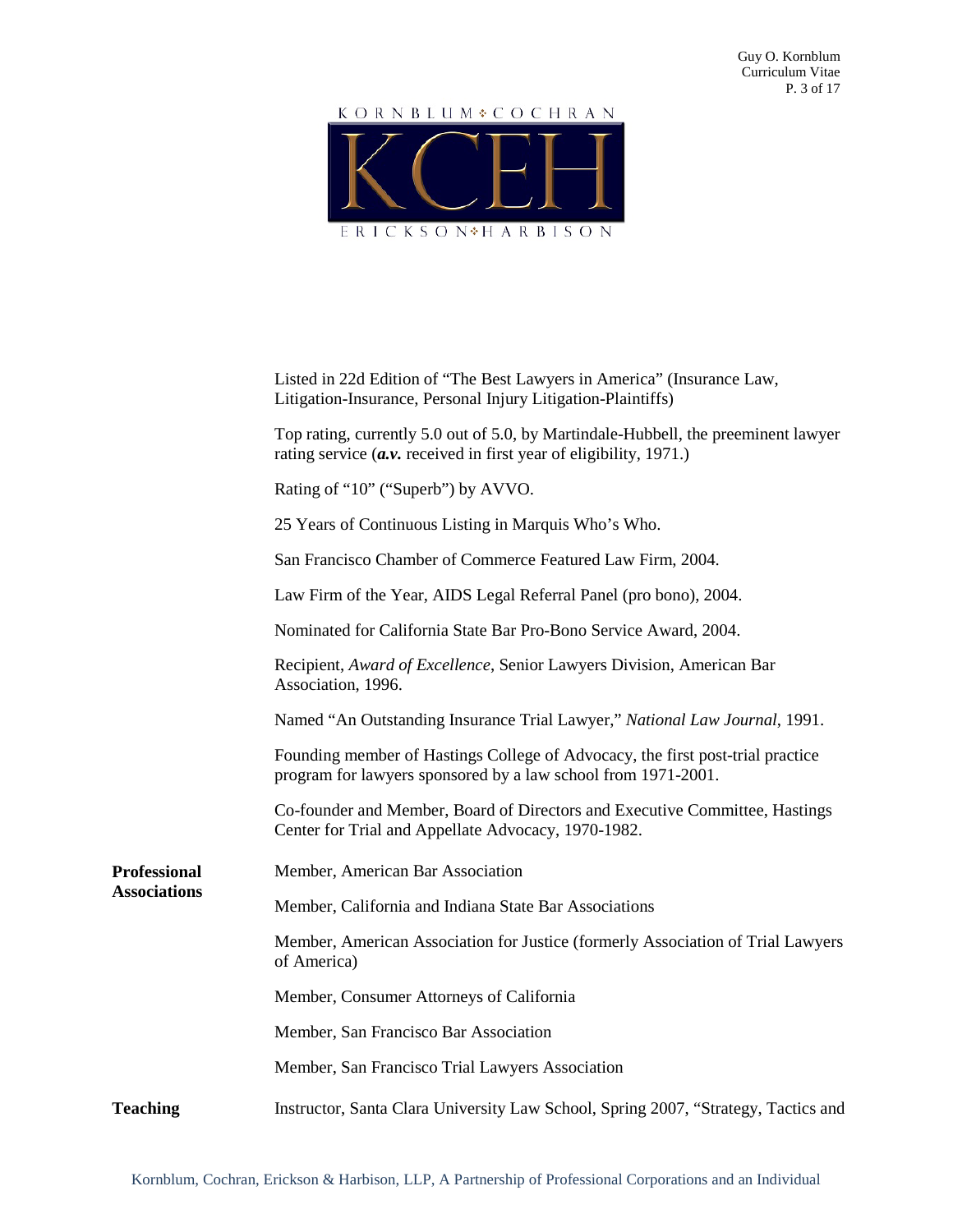Listed in 22d Edition of "The Best Lawyers in America" (Insurance Law, Litigation-Insurance, Personal Injury Litigation-Plaintiffs)

Top rating, currently 5.0 out of 5.0, by Martindale-Hubbell, the preeminent lawyer rating service (***a.v.*** received in first year of eligibility, 1971.)

Rating of "10" ("Superb") by AVVO.

25 Years of Continuous Listing in Marquis Who's Who.

San Francisco Chamber of Commerce Featured Law Firm, 2004.

Law Firm of the Year, AIDS Legal Referral Panel (pro bono), 2004.

Nominated for California State Bar Pro-Bono Service Award, 2004.

Recipient, *Award of Excellence*, Senior Lawyers Division, American Bar Association, 1996.

Named "An Outstanding Insurance Trial Lawyer," *National Law Journal*, 1991.

Founding member of Hastings College of Advocacy, the first post-trial practice program for lawyers sponsored by a law school from 1971-2001.

Co-founder and Member, Board of Directors and Executive Committee, Hastings Center for Trial and Appellate Advocacy, 1970-1982.

**Professional Associations**

Member, American Bar Association

Member, California and Indiana State Bar Associations

Member, American Association for Justice (formerly Association of Trial Lawyers of America)

Member, Consumer Attorneys of California

Member, San Francisco Bar Association

Member, San Francisco Trial Lawyers Association

**Teaching**

Instructor, Santa Clara University Law School, Spring 2007, "Strategy, Tactics and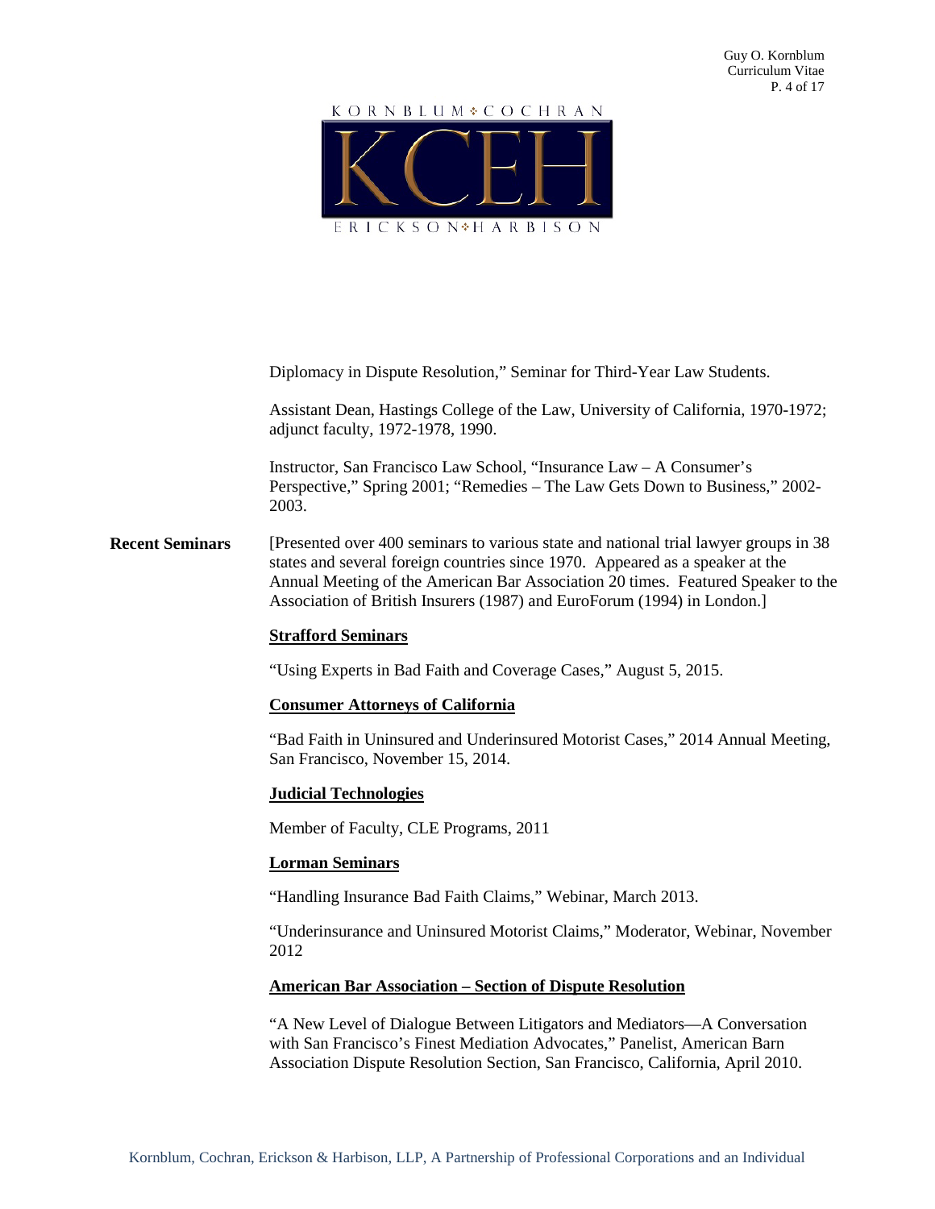Diplomacy in Dispute Resolution," Seminar for Third-Year Law Students.

Assistant Dean, Hastings College of the Law, University of California, 1970-1972; adjunct faculty, 1972-1978, 1990.

Instructor, San Francisco Law School, "Insurance Law – A Consumer's Perspective," Spring 2001; "Remedies – The Law Gets Down to Business," 2002-2003.

**Recent Seminars**

[Presented over 400 seminars to various state and national trial lawyer groups in 38 states and several foreign countries since 1970. Appeared as a speaker at the Annual Meeting of the American Bar Association 20 times. Featured Speaker to the Association of British Insurers (1987) and EuroForum (1994) in London.]

**Strafford Seminars**

"Using Experts in Bad Faith and Coverage Cases," August 5, 2015.

**Consumer Attorneys of California**

"Bad Faith in Uninsured and Underinsured Motorist Cases," 2014 Annual Meeting, San Francisco, November 15, 2014.

**Judicial Technologies**

Member of Faculty, CLE Programs, 2011

**Lorman Seminars**

"Handling Insurance Bad Faith Claims," Webinar, March 2013.

"Underinsurance and Uninsured Motorist Claims," Moderator, Webinar, November 2012

**American Bar Association – Section of Dispute Resolution**

"A New Level of Dialogue Between Litigators and Mediators—A Conversation with San Francisco's Finest Mediation Advocates," Panelist, American Barn Association Dispute Resolution Section, San Francisco, California, April 2010.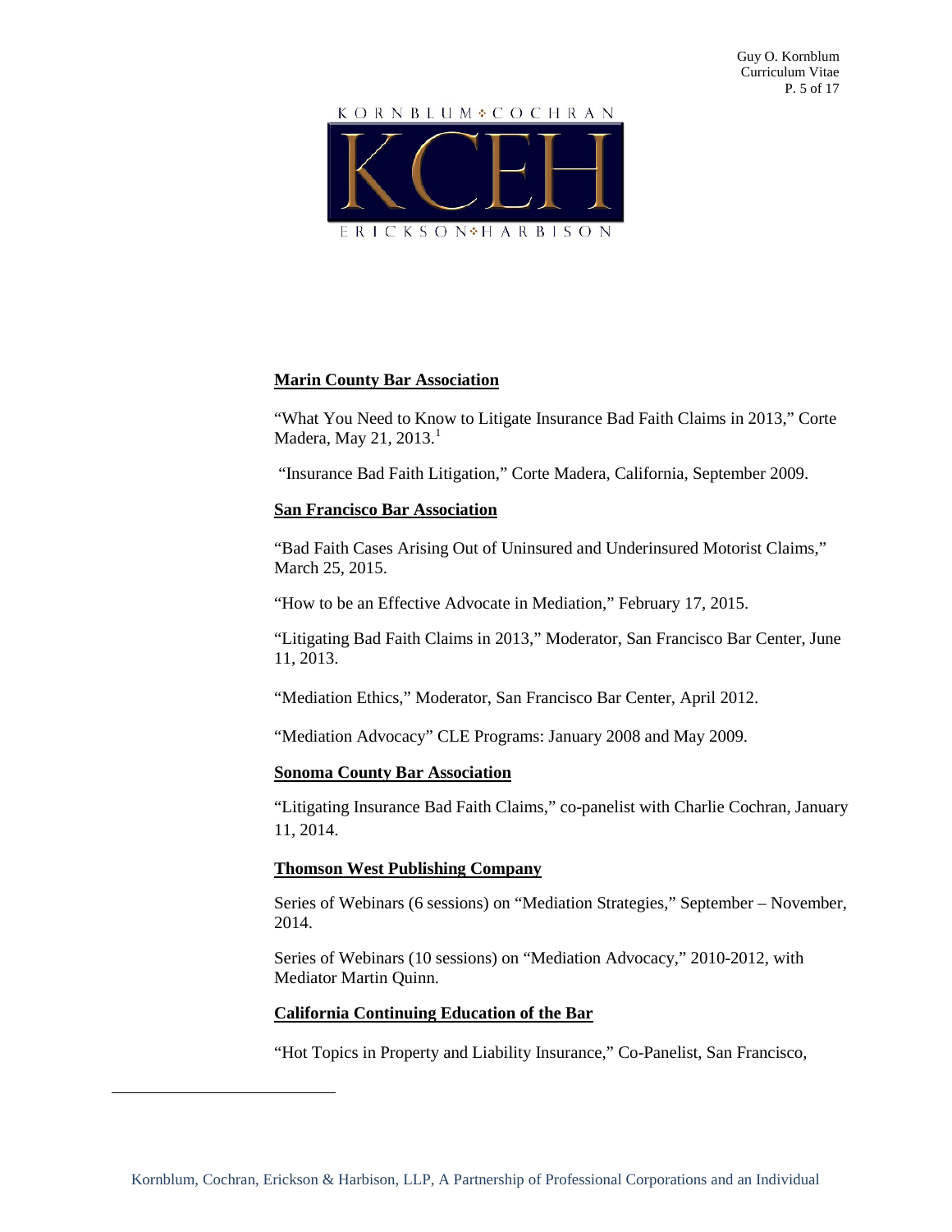**Marin County Bar Association**

"What You Need to Know to Litigate Insurance Bad Faith Claims in 2013," Corte Madera, May 21, 2013.[1]

"Insurance Bad Faith Litigation," Corte Madera, California, September 2009.

**San Francisco Bar Association**

"Bad Faith Cases Arising Out of Uninsured and Underinsured Motorist Claims," March 25, 2015.

"How to be an Effective Advocate in Mediation," February 17, 2015.

"Litigating Bad Faith Claims in 2013," Moderator, San Francisco Bar Center, June 11, 2013.

"Mediation Ethics," Moderator, San Francisco Bar Center, April 2012.

"Mediation Advocacy" CLE Programs: January 2008 and May 2009.

**Sonoma County Bar Association**

"Litigating Insurance Bad Faith Claims," co-panelist with Charlie Cochran, January 11, 2014.

**Thomson West Publishing Company**

Series of Webinars (6 sessions) on "Mediation Strategies," September – November, 2014.

Series of Webinars (10 sessions) on "Mediation Advocacy," 2010-2012, with Mediator Martin Quinn.

**California Continuing Education of the Bar**

"Hot Topics in Property and Liability Insurance," Co-Panelist, San Francisco,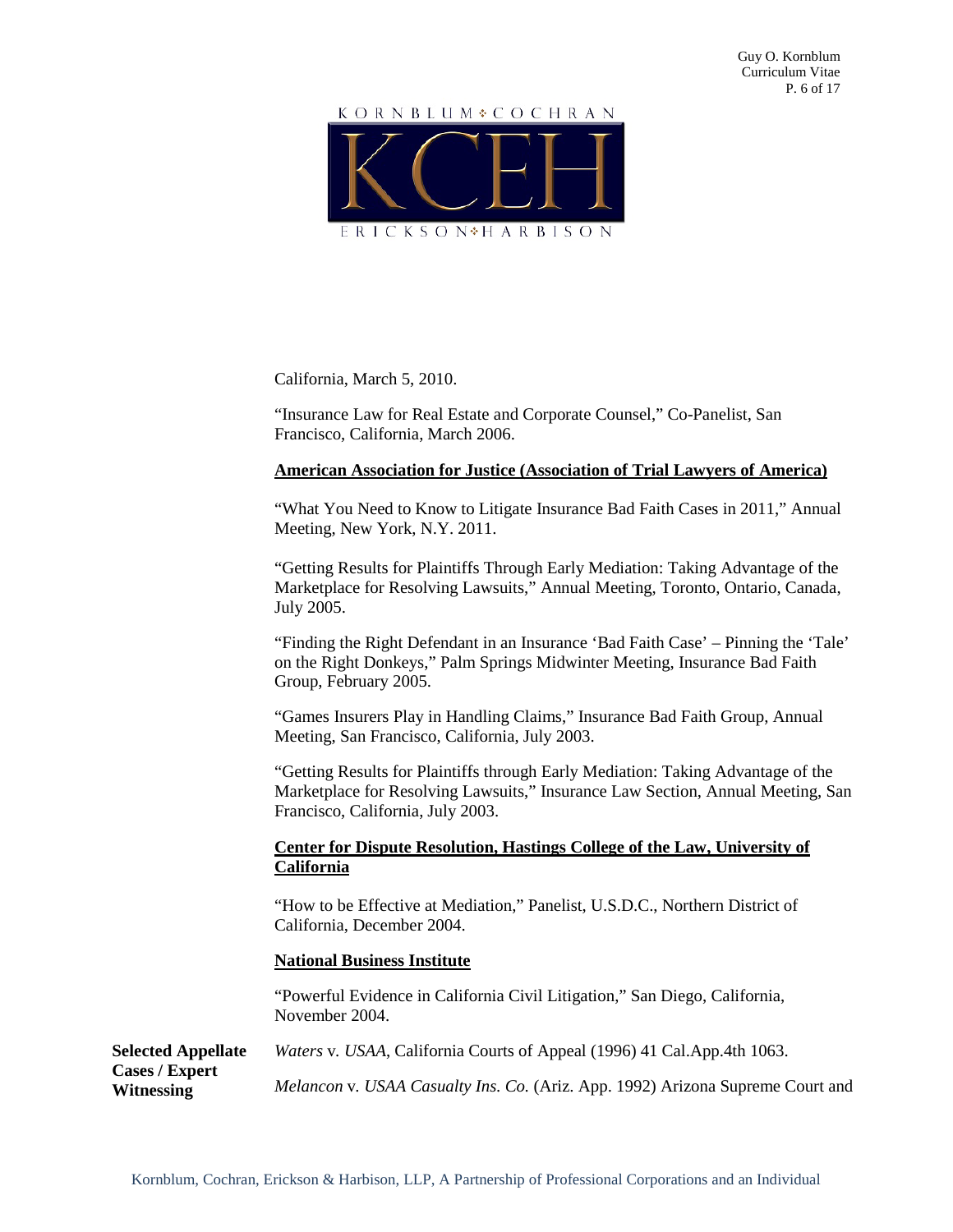California, March 5, 2010.

"Insurance Law for Real Estate and Corporate Counsel," Co-Panelist, San Francisco, California, March 2006.

**<u>American Association for Justice (Association of Trial Lawyers of America)</u>**

"What You Need to Know to Litigate Insurance Bad Faith Cases in 2011," Annual Meeting, New York, N.Y. 2011.

"Getting Results for Plaintiffs Through Early Mediation: Taking Advantage of the Marketplace for Resolving Lawsuits," Annual Meeting, Toronto, Ontario, Canada, July 2005.

"Finding the Right Defendant in an Insurance 'Bad Faith Case' – Pinning the 'Tale' on the Right Donkeys," Palm Springs Midwinter Meeting, Insurance Bad Faith Group, February 2005.

"Games Insurers Play in Handling Claims," Insurance Bad Faith Group, Annual Meeting, San Francisco, California, July 2003.

"Getting Results for Plaintiffs through Early Mediation: Taking Advantage of the Marketplace for Resolving Lawsuits," Insurance Law Section, Annual Meeting, San Francisco, California, July 2003.

**<u>Center for Dispute Resolution, Hastings College of the Law, University of California</u>**

"How to be Effective at Mediation," Panelist, U.S.D.C., Northern District of California, December 2004.

**<u>National Business Institute</u>**

"Powerful Evidence in California Civil Litigation," San Diego, California, November 2004.

**Selected Appellate Cases / Expert Witnessing**

*Waters* v. *USAA*, California Courts of Appeal (1996) 41 Cal.App.4th 1063.

*Melancon* v. *USAA Casualty Ins. Co.* (Ariz. App. 1992) Arizona Supreme Court and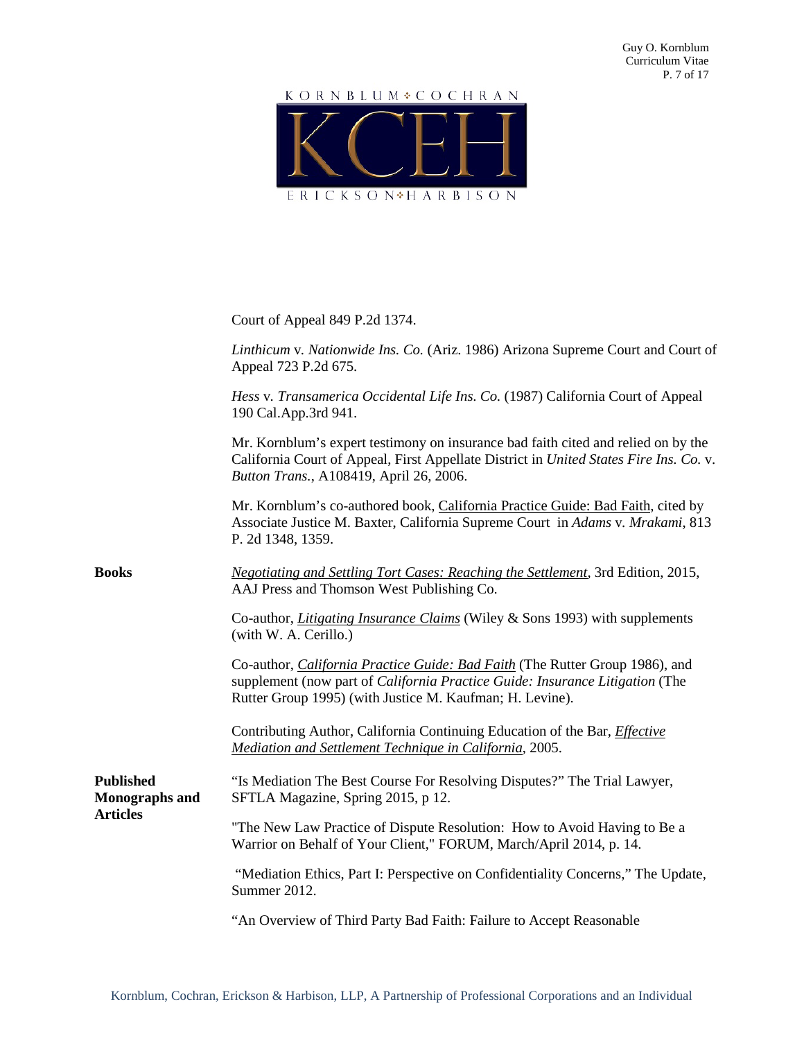Court of Appeal 849 P.2d 1374.

*Linthicum* v. *Nationwide Ins. Co.* (Ariz. 1986) Arizona Supreme Court and Court of Appeal 723 P.2d 675.

*Hess* v. *Transamerica Occidental Life Ins. Co.* (1987) California Court of Appeal 190 Cal.App.3rd 941.

Mr. Kornblum's expert testimony on insurance bad faith cited and relied on by the California Court of Appeal, First Appellate District in *United States Fire Ins. Co.* v. *Button Trans.*, A108419, April 26, 2006.

Mr. Kornblum's co-authored book, California Practice Guide: Bad Faith, cited by Associate Justice M. Baxter, California Supreme Court in *Adams* v. *Mrakami*, 813 P. 2d 1348, 1359.

**Books**

*Negotiating and Settling Tort Cases: Reaching the Settlement*, 3rd Edition, 2015, AAJ Press and Thomson West Publishing Co.

Co-author, *Litigating Insurance Claims* (Wiley & Sons 1993) with supplements (with W. A. Cerillo.)

Co-author, *California Practice Guide: Bad Faith* (The Rutter Group 1986), and supplement (now part of *California Practice Guide: Insurance Litigation* (The Rutter Group 1995) (with Justice M. Kaufman; H. Levine).

Contributing Author, California Continuing Education of the Bar, *Effective Mediation and Settlement Technique in California*, 2005.

**Published Monographs and Articles**

"Is Mediation The Best Course For Resolving Disputes?" The Trial Lawyer, SFTLA Magazine, Spring 2015, p 12.

"The New Law Practice of Dispute Resolution: How to Avoid Having to Be a Warrior on Behalf of Your Client," FORUM, March/April 2014, p. 14.

"Mediation Ethics, Part I: Perspective on Confidentiality Concerns," The Update, Summer 2012.

"An Overview of Third Party Bad Faith: Failure to Accept Reasonable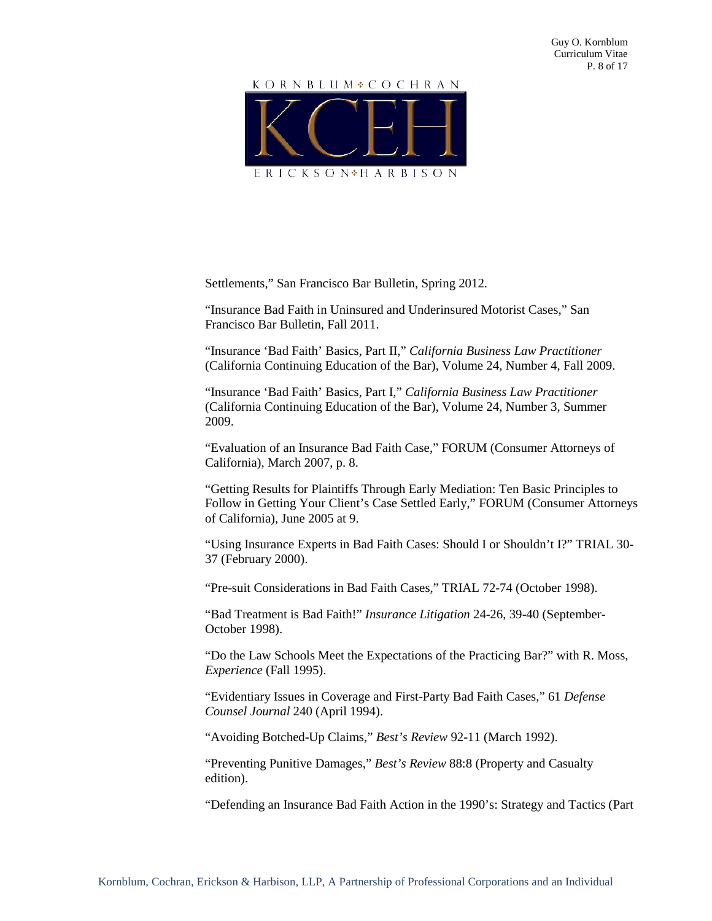Settlements," San Francisco Bar Bulletin, Spring 2012.

"Insurance Bad Faith in Uninsured and Underinsured Motorist Cases," San Francisco Bar Bulletin, Fall 2011.

"Insurance 'Bad Faith' Basics, Part II," *California Business Law Practitioner* (California Continuing Education of the Bar), Volume 24, Number 4, Fall 2009.

"Insurance 'Bad Faith' Basics, Part I," *California Business Law Practitioner* (California Continuing Education of the Bar), Volume 24, Number 3, Summer 2009.

"Evaluation of an Insurance Bad Faith Case," FORUM (Consumer Attorneys of California), March 2007, p. 8.

"Getting Results for Plaintiffs Through Early Mediation: Ten Basic Principles to Follow in Getting Your Client's Case Settled Early," FORUM (Consumer Attorneys of California), June 2005 at 9.

"Using Insurance Experts in Bad Faith Cases: Should I or Shouldn't I?" TRIAL 30-37 (February 2000).

"Pre-suit Considerations in Bad Faith Cases," TRIAL 72-74 (October 1998).

"Bad Treatment is Bad Faith!" *Insurance Litigation* 24-26, 39-40 (September-October 1998).

"Do the Law Schools Meet the Expectations of the Practicing Bar?" with R. Moss, *Experience* (Fall 1995).

"Evidentiary Issues in Coverage and First-Party Bad Faith Cases," 61 *Defense Counsel Journal* 240 (April 1994).

"Avoiding Botched-Up Claims," *Best's Review* 92-11 (March 1992).

"Preventing Punitive Damages," *Best's Review* 88:8 (Property and Casualty edition).

"Defending an Insurance Bad Faith Action in the 1990's: Strategy and Tactics (Part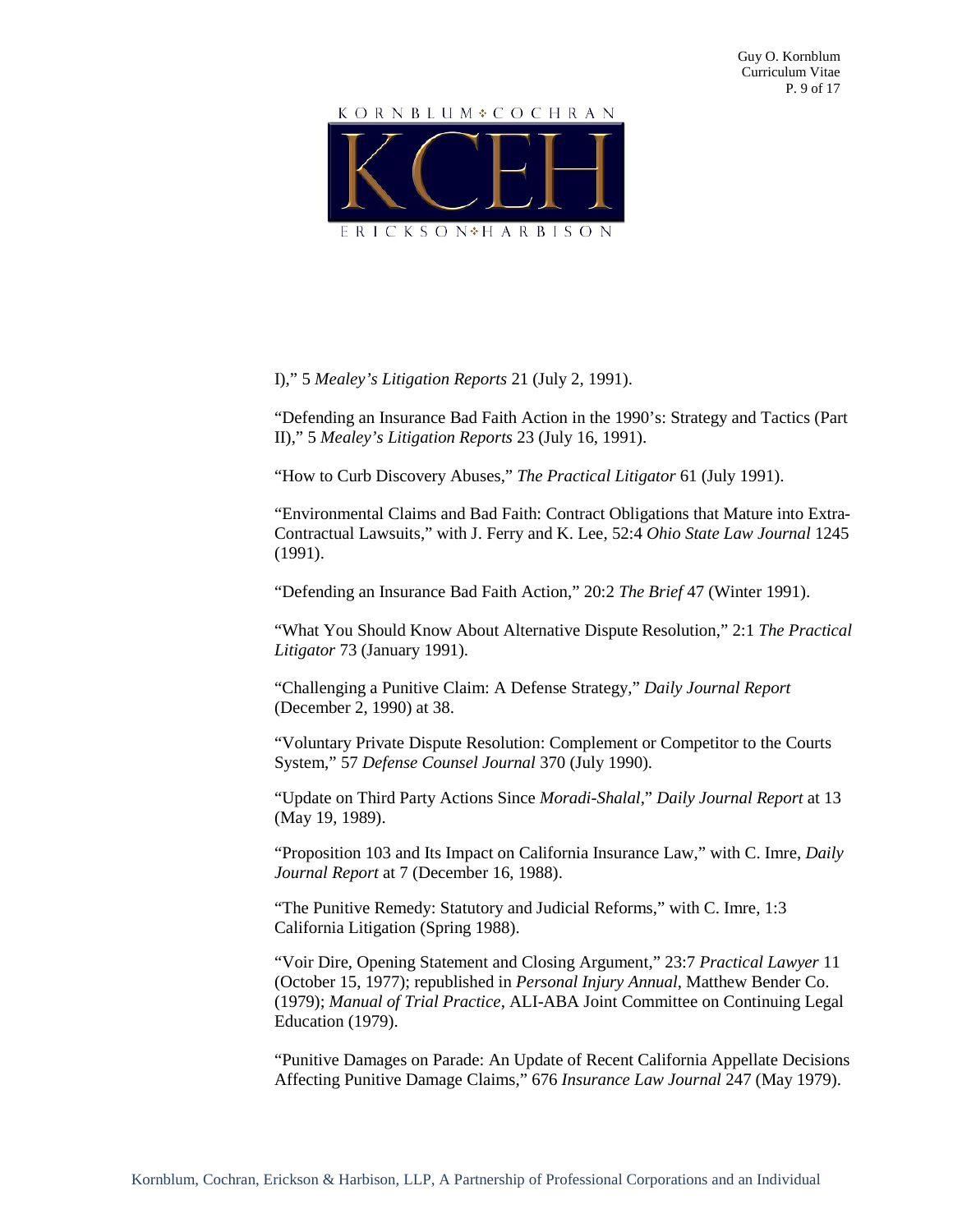I)," 5 *Mealey's Litigation Reports* 21 (July 2, 1991).

"Defending an Insurance Bad Faith Action in the 1990's: Strategy and Tactics (Part II)," 5 *Mealey's Litigation Reports* 23 (July 16, 1991).

"How to Curb Discovery Abuses," *The Practical Litigator* 61 (July 1991).

"Environmental Claims and Bad Faith: Contract Obligations that Mature into Extra-Contractual Lawsuits," with J. Ferry and K. Lee, 52:4 *Ohio State Law Journal* 1245 (1991).

"Defending an Insurance Bad Faith Action," 20:2 *The Brief* 47 (Winter 1991).

"What You Should Know About Alternative Dispute Resolution," 2:1 *The Practical Litigator* 73 (January 1991).

"Challenging a Punitive Claim: A Defense Strategy," *Daily Journal Report* (December 2, 1990) at 38.

"Voluntary Private Dispute Resolution: Complement or Competitor to the Courts System," 57 *Defense Counsel Journal* 370 (July 1990).

"Update on Third Party Actions Since *Moradi-Shalal*," *Daily Journal Report* at 13 (May 19, 1989).

"Proposition 103 and Its Impact on California Insurance Law," with C. Imre, *Daily Journal Report* at 7 (December 16, 1988).

"The Punitive Remedy: Statutory and Judicial Reforms," with C. Imre, 1:3 California Litigation (Spring 1988).

"Voir Dire, Opening Statement and Closing Argument," 23:7 *Practical Lawyer* 11 (October 15, 1977); republished in *Personal Injury Annual*, Matthew Bender Co. (1979); *Manual of Trial Practice*, ALI-ABA Joint Committee on Continuing Legal Education (1979).

"Punitive Damages on Parade: An Update of Recent California Appellate Decisions Affecting Punitive Damage Claims," 676 *Insurance Law Journal* 247 (May 1979).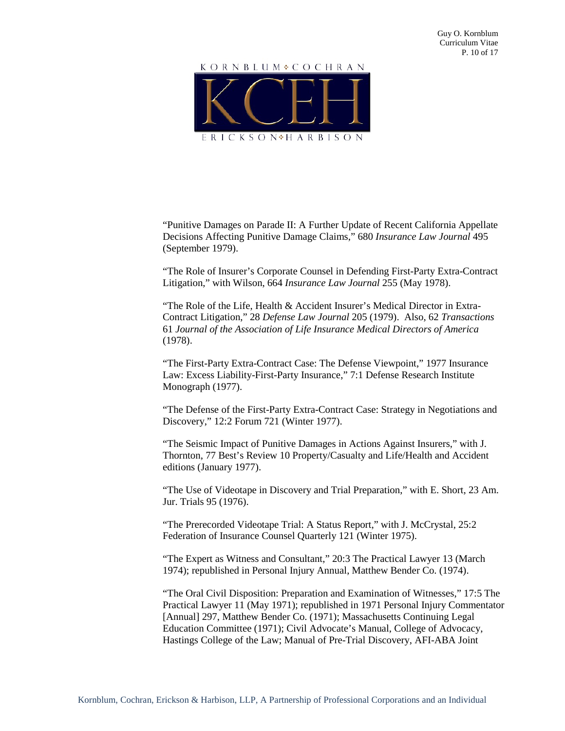"Punitive Damages on Parade II: A Further Update of Recent California Appellate Decisions Affecting Punitive Damage Claims," 680 *Insurance Law Journal* 495 (September 1979).

"The Role of Insurer's Corporate Counsel in Defending First-Party Extra-Contract Litigation," with Wilson, 664 *Insurance Law Journal* 255 (May 1978).

"The Role of the Life, Health & Accident Insurer's Medical Director in Extra-Contract Litigation," 28 *Defense Law Journal* 205 (1979). Also, 62 *Transactions* 61 *Journal of the Association of Life Insurance Medical Directors of America* (1978).

"The First-Party Extra-Contract Case: The Defense Viewpoint," 1977 Insurance Law: Excess Liability-First-Party Insurance," 7:1 Defense Research Institute Monograph (1977).

"The Defense of the First-Party Extra-Contract Case: Strategy in Negotiations and Discovery," 12:2 Forum 721 (Winter 1977).

"The Seismic Impact of Punitive Damages in Actions Against Insurers," with J. Thornton, 77 Best's Review 10 Property/Casualty and Life/Health and Accident editions (January 1977).

"The Use of Videotape in Discovery and Trial Preparation," with E. Short, 23 Am. Jur. Trials 95 (1976).

"The Prerecorded Videotape Trial: A Status Report," with J. McCrystal, 25:2 Federation of Insurance Counsel Quarterly 121 (Winter 1975).

"The Expert as Witness and Consultant," 20:3 The Practical Lawyer 13 (March 1974); republished in Personal Injury Annual, Matthew Bender Co. (1974).

"The Oral Civil Disposition: Preparation and Examination of Witnesses," 17:5 The Practical Lawyer 11 (May 1971); republished in 1971 Personal Injury Commentator [Annual] 297, Matthew Bender Co. (1971); Massachusetts Continuing Legal Education Committee (1971); Civil Advocate's Manual, College of Advocacy, Hastings College of the Law; Manual of Pre-Trial Discovery, AFI-ABA Joint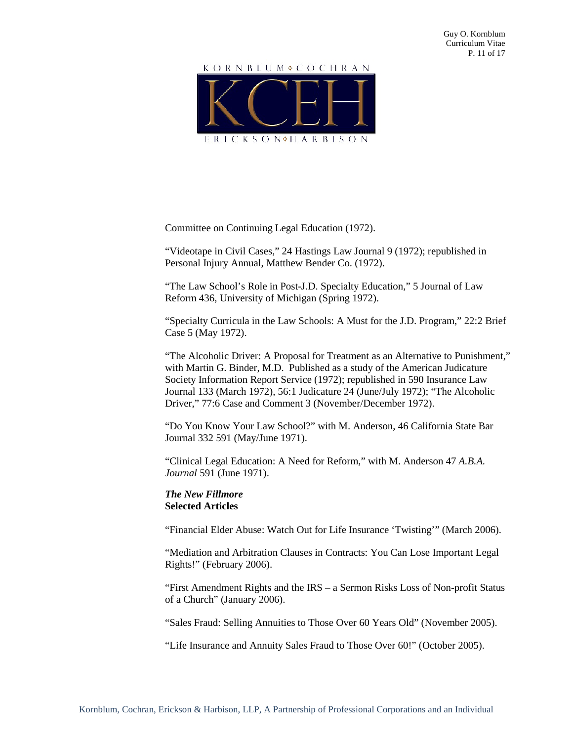Committee on Continuing Legal Education (1972).

"Videotape in Civil Cases," 24 Hastings Law Journal 9 (1972); republished in Personal Injury Annual, Matthew Bender Co. (1972).

"The Law School's Role in Post-J.D. Specialty Education," 5 Journal of Law Reform 436, University of Michigan (Spring 1972).

"Specialty Curricula in the Law Schools: A Must for the J.D. Program," 22:2 Brief Case 5 (May 1972).

"The Alcoholic Driver: A Proposal for Treatment as an Alternative to Punishment," with Martin G. Binder, M.D. Published as a study of the American Judicature Society Information Report Service (1972); republished in 590 Insurance Law Journal 133 (March 1972), 56:1 Judicature 24 (June/July 1972); "The Alcoholic Driver," 77:6 Case and Comment 3 (November/December 1972).

"Do You Know Your Law School?" with M. Anderson, 46 California State Bar Journal 332 591 (May/June 1971).

"Clinical Legal Education: A Need for Reform," with M. Anderson 47 *A.B.A. Journal* 591 (June 1971).

***The New Fillmore***
**Selected Articles**

"Financial Elder Abuse: Watch Out for Life Insurance 'Twisting'" (March 2006).

"Mediation and Arbitration Clauses in Contracts: You Can Lose Important Legal Rights!" (February 2006).

"First Amendment Rights and the IRS – a Sermon Risks Loss of Non-profit Status of a Church" (January 2006).

"Sales Fraud: Selling Annuities to Those Over 60 Years Old" (November 2005).

"Life Insurance and Annuity Sales Fraud to Those Over 60!" (October 2005).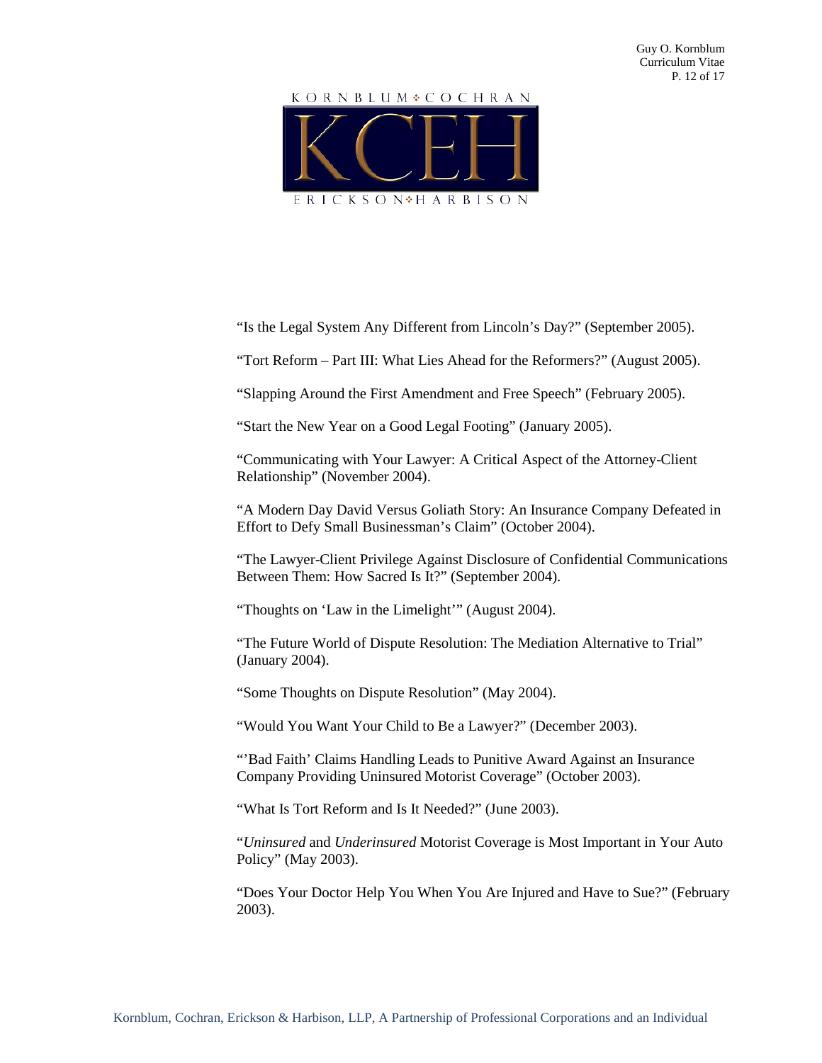"Is the Legal System Any Different from Lincoln's Day?" (September 2005).

"Tort Reform – Part III: What Lies Ahead for the Reformers?" (August 2005).

"Slapping Around the First Amendment and Free Speech" (February 2005).

"Start the New Year on a Good Legal Footing" (January 2005).

"Communicating with Your Lawyer: A Critical Aspect of the Attorney-Client Relationship" (November 2004).

"A Modern Day David Versus Goliath Story: An Insurance Company Defeated in Effort to Defy Small Businessman's Claim" (October 2004).

"The Lawyer-Client Privilege Against Disclosure of Confidential Communications Between Them: How Sacred Is It?" (September 2004).

"Thoughts on 'Law in the Limelight'" (August 2004).

"The Future World of Dispute Resolution: The Mediation Alternative to Trial" (January 2004).

"Some Thoughts on Dispute Resolution" (May 2004).

"Would You Want Your Child to Be a Lawyer?" (December 2003).

"'Bad Faith' Claims Handling Leads to Punitive Award Against an Insurance Company Providing Uninsured Motorist Coverage" (October 2003).

"What Is Tort Reform and Is It Needed?" (June 2003).

"*Uninsured* and *Underinsured* Motorist Coverage is Most Important in Your Auto Policy" (May 2003).

"Does Your Doctor Help You When You Are Injured and Have to Sue?" (February 2003).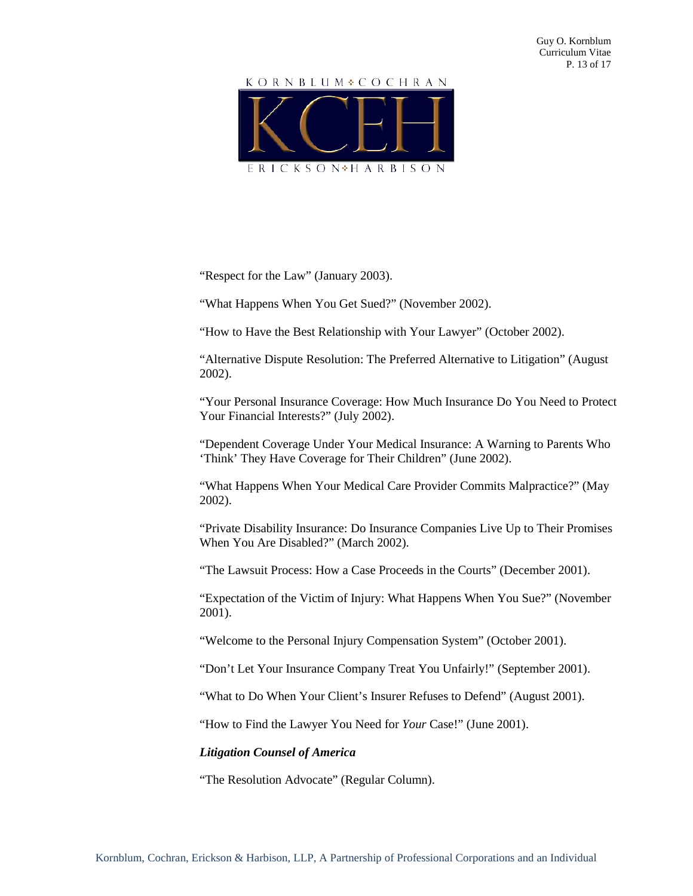"Respect for the Law" (January 2003).

"What Happens When You Get Sued?" (November 2002).

"How to Have the Best Relationship with Your Lawyer" (October 2002).

"Alternative Dispute Resolution: The Preferred Alternative to Litigation" (August 2002).

"Your Personal Insurance Coverage: How Much Insurance Do You Need to Protect Your Financial Interests?" (July 2002).

"Dependent Coverage Under Your Medical Insurance: A Warning to Parents Who 'Think' They Have Coverage for Their Children" (June 2002).

"What Happens When Your Medical Care Provider Commits Malpractice?" (May 2002).

"Private Disability Insurance: Do Insurance Companies Live Up to Their Promises When You Are Disabled?" (March 2002).

"The Lawsuit Process: How a Case Proceeds in the Courts" (December 2001).

"Expectation of the Victim of Injury: What Happens When You Sue?" (November 2001).

"Welcome to the Personal Injury Compensation System" (October 2001).

"Don't Let Your Insurance Company Treat You Unfairly!" (September 2001).

"What to Do When Your Client's Insurer Refuses to Defend" (August 2001).

"How to Find the Lawyer You Need for *Your* Case!" (June 2001).

***Litigation Counsel of America***

"The Resolution Advocate" (Regular Column).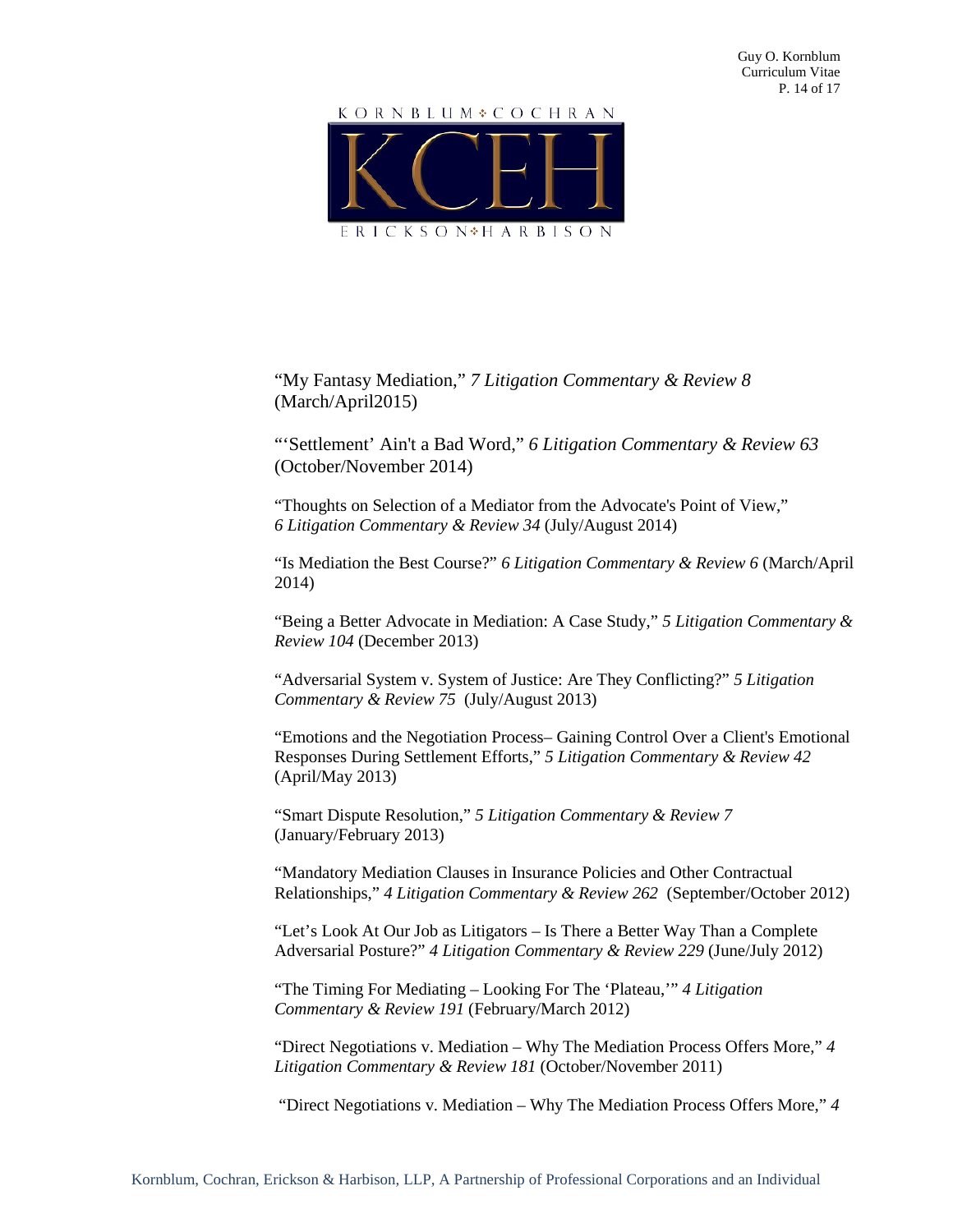"My Fantasy Mediation," *7 Litigation Commentary & Review 8* (March/April2015)

"'Settlement' Ain't a Bad Word," *6 Litigation Commentary & Review 63* (October/November 2014)

"Thoughts on Selection of a Mediator from the Advocate's Point of View," *6 Litigation Commentary & Review 34* (July/August 2014)

"Is Mediation the Best Course?" *6 Litigation Commentary & Review 6* (March/April 2014)

"Being a Better Advocate in Mediation: A Case Study," *5 Litigation Commentary & Review 104* (December 2013)

"Adversarial System v. System of Justice: Are They Conflicting?" *5 Litigation Commentary & Review 75* (July/August 2013)

"Emotions and the Negotiation Process– Gaining Control Over a Client's Emotional Responses During Settlement Efforts," *5 Litigation Commentary & Review 42* (April/May 2013)

"Smart Dispute Resolution," *5 Litigation Commentary & Review 7* (January/February 2013)

"Mandatory Mediation Clauses in Insurance Policies and Other Contractual Relationships," *4 Litigation Commentary & Review 262* (September/October 2012)

"Let's Look At Our Job as Litigators – Is There a Better Way Than a Complete Adversarial Posture?" *4 Litigation Commentary & Review 229* (June/July 2012)

"The Timing For Mediating – Looking For The 'Plateau,'" *4 Litigation Commentary & Review 191* (February/March 2012)

"Direct Negotiations v. Mediation – Why The Mediation Process Offers More," *4 Litigation Commentary & Review 181* (October/November 2011)

"Direct Negotiations v. Mediation – Why The Mediation Process Offers More," *4*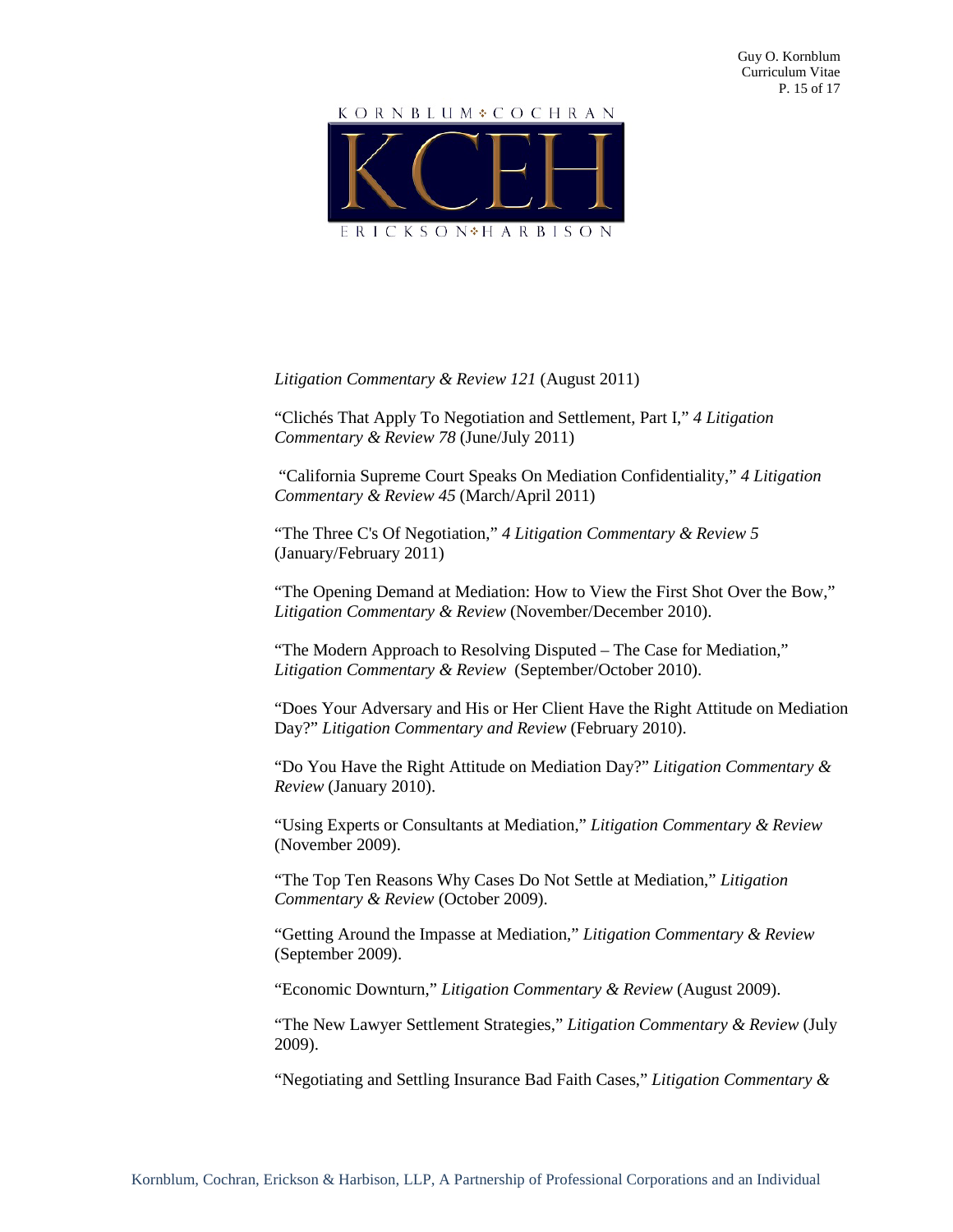*Litigation Commentary & Review 121* (August 2011)

"Clichés That Apply To Negotiation and Settlement, Part I," *4 Litigation Commentary & Review 78* (June/July 2011)

"California Supreme Court Speaks On Mediation Confidentiality," *4 Litigation Commentary & Review 45* (March/April 2011)

"The Three C's Of Negotiation," *4 Litigation Commentary & Review 5* (January/February 2011)

"The Opening Demand at Mediation: How to View the First Shot Over the Bow," *Litigation Commentary & Review* (November/December 2010).

"The Modern Approach to Resolving Disputed – The Case for Mediation," *Litigation Commentary & Review* (September/October 2010).

"Does Your Adversary and His or Her Client Have the Right Attitude on Mediation Day?" *Litigation Commentary and Review* (February 2010).

"Do You Have the Right Attitude on Mediation Day?" *Litigation Commentary & Review* (January 2010).

"Using Experts or Consultants at Mediation," *Litigation Commentary & Review* (November 2009).

"The Top Ten Reasons Why Cases Do Not Settle at Mediation," *Litigation Commentary & Review* (October 2009).

"Getting Around the Impasse at Mediation," *Litigation Commentary & Review* (September 2009).

"Economic Downturn," *Litigation Commentary & Review* (August 2009).

"The New Lawyer Settlement Strategies," *Litigation Commentary & Review* (July 2009).

"Negotiating and Settling Insurance Bad Faith Cases," *Litigation Commentary &*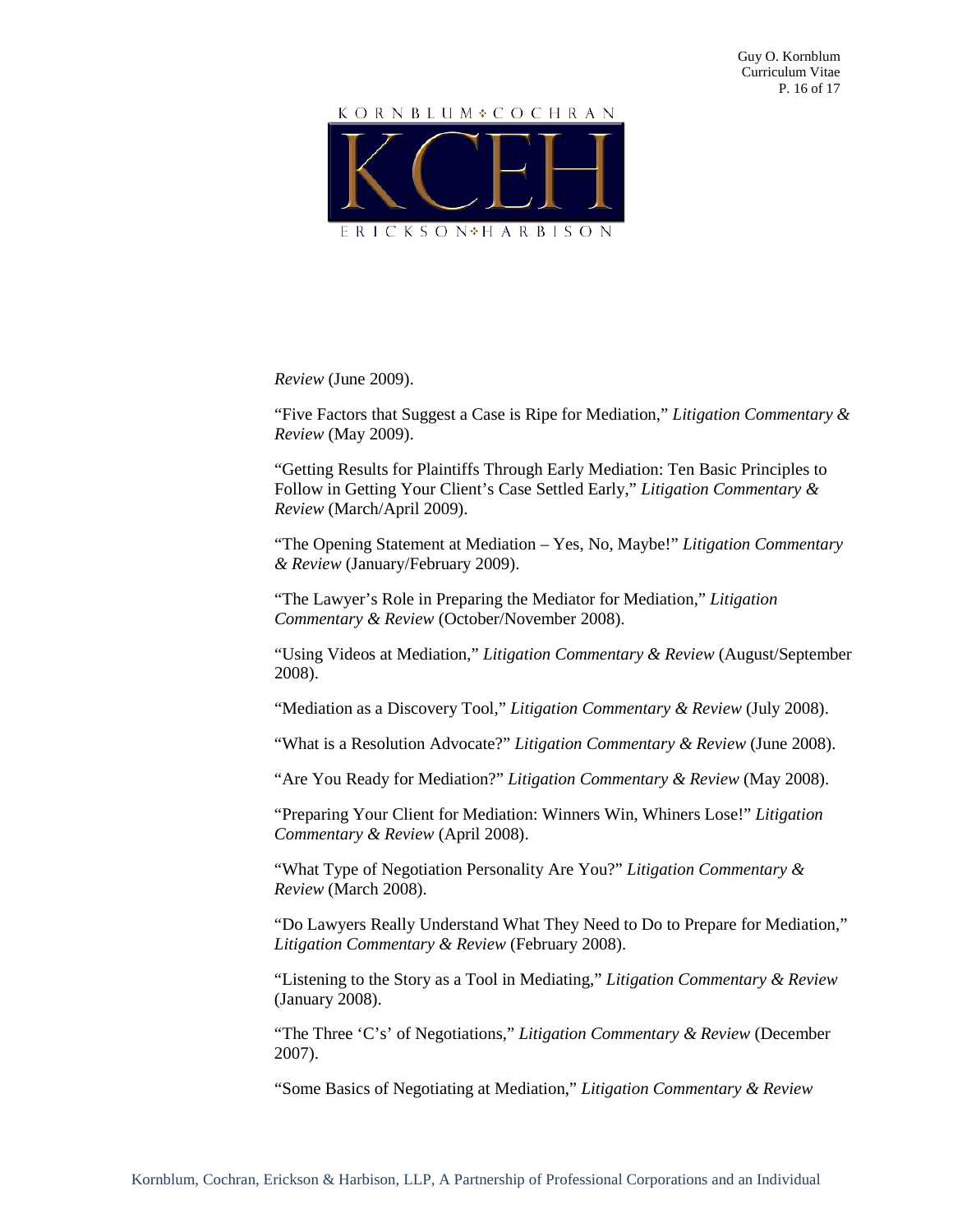*Review* (June 2009).

"Five Factors that Suggest a Case is Ripe for Mediation," *Litigation Commentary & Review* (May 2009).

"Getting Results for Plaintiffs Through Early Mediation: Ten Basic Principles to Follow in Getting Your Client's Case Settled Early," *Litigation Commentary & Review* (March/April 2009).

"The Opening Statement at Mediation – Yes, No, Maybe!" *Litigation Commentary & Review* (January/February 2009).

"The Lawyer's Role in Preparing the Mediator for Mediation," *Litigation Commentary & Review* (October/November 2008).

"Using Videos at Mediation," *Litigation Commentary & Review* (August/September 2008).

"Mediation as a Discovery Tool," *Litigation Commentary & Review* (July 2008).

"What is a Resolution Advocate?" *Litigation Commentary & Review* (June 2008).

"Are You Ready for Mediation?" *Litigation Commentary & Review* (May 2008).

"Preparing Your Client for Mediation: Winners Win, Whiners Lose!" *Litigation Commentary & Review* (April 2008).

"What Type of Negotiation Personality Are You?" *Litigation Commentary & Review* (March 2008).

"Do Lawyers Really Understand What They Need to Do to Prepare for Mediation," *Litigation Commentary & Review* (February 2008).

"Listening to the Story as a Tool in Mediating," *Litigation Commentary & Review* (January 2008).

"The Three 'C's' of Negotiations," *Litigation Commentary & Review* (December 2007).

"Some Basics of Negotiating at Mediation," *Litigation Commentary & Review*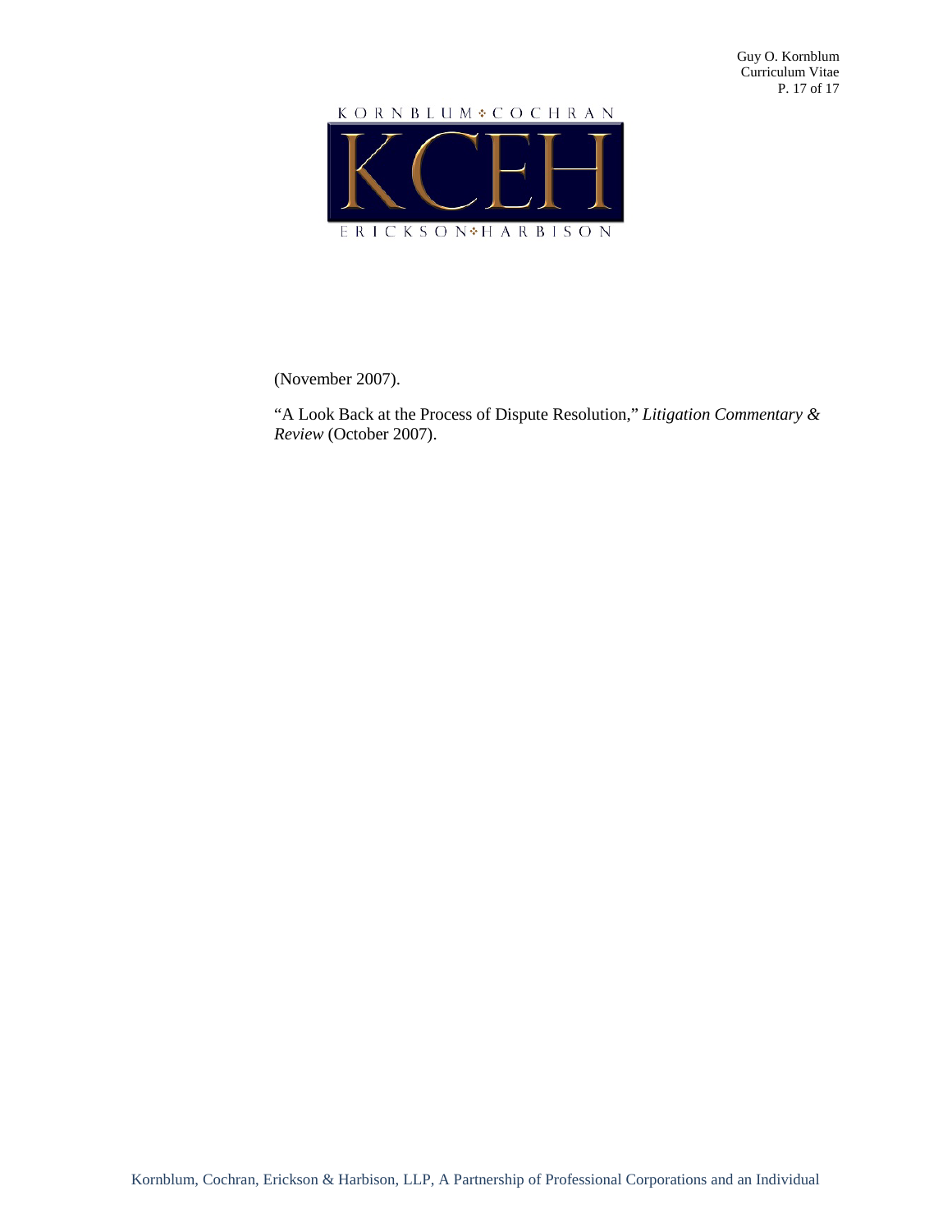(November 2007).

"A Look Back at the Process of Dispute Resolution," *Litigation Commentary & Review* (October 2007).